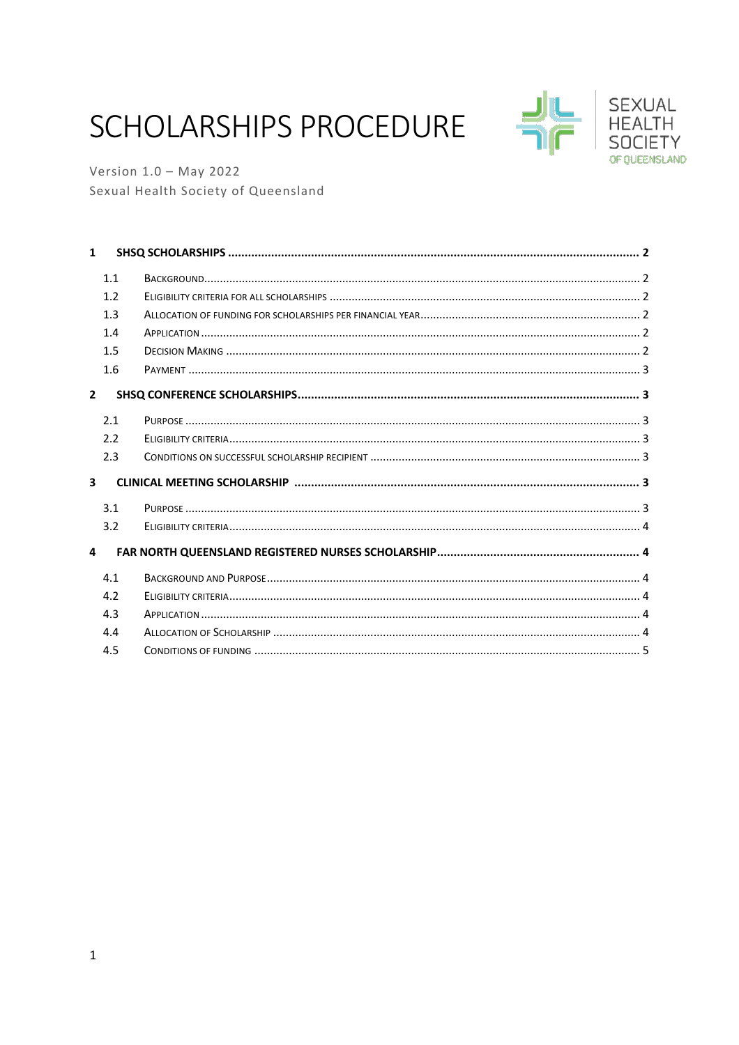# SCHOLARSHIPS PROCEDURE

Version 1.0 – May 2022
Sexual Health Society of Queensland

SEXUAL HEALTH SOCIETY OF QUEENSLAND

**1 SHSQ SCHOLARSHIPS .......... 2**

- 1.1 Background .......... 2
- 1.2 Eligibility criteria for all scholarships .......... 2
- 1.3 Allocation of funding for scholarships per financial year .......... 2
- 1.4 Application .......... 2
- 1.5 Decision Making .......... 2
- 1.6 Payment .......... 3

**2 SHSQ CONFERENCE SCHOLARSHIPS .......... 3**

- 2.1 Purpose .......... 3
- 2.2 Eligibility criteria .......... 3
- 2.3 Conditions on successful scholarship recipient .......... 3

**3 CLINICAL MEETING SCHOLARSHIP .......... 3**

- 3.1 Purpose .......... 3
- 3.2 Eligibility criteria .......... 4

**4 FAR NORTH QUEENSLAND REGISTERED NURSES SCHOLARSHIP .......... 4**

- 4.1 Background and Purpose .......... 4
- 4.2 Eligibility criteria .......... 4
- 4.3 Application .......... 4
- 4.4 Allocation of Scholarship .......... 4
- 4.5 Conditions of funding .......... 5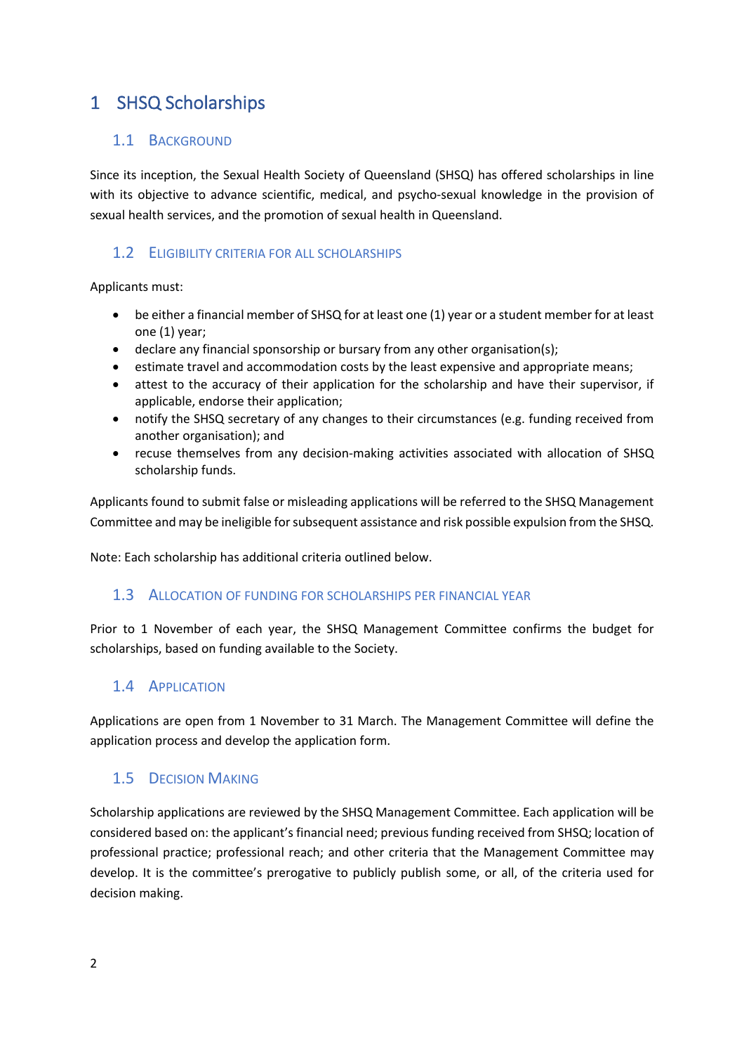# 1 SHSQ Scholarships

## 1.1 Background

Since its inception, the Sexual Health Society of Queensland (SHSQ) has offered scholarships in line with its objective to advance scientific, medical, and psycho-sexual knowledge in the provision of sexual health services, and the promotion of sexual health in Queensland.

## 1.2 Eligibility criteria for all scholarships

Applicants must:

- be either a financial member of SHSQ for at least one (1) year or a student member for at least one (1) year;
- declare any financial sponsorship or bursary from any other organisation(s);
- estimate travel and accommodation costs by the least expensive and appropriate means;
- attest to the accuracy of their application for the scholarship and have their supervisor, if applicable, endorse their application;
- notify the SHSQ secretary of any changes to their circumstances (e.g. funding received from another organisation); and
- recuse themselves from any decision-making activities associated with allocation of SHSQ scholarship funds.

Applicants found to submit false or misleading applications will be referred to the SHSQ Management Committee and may be ineligible for subsequent assistance and risk possible expulsion from the SHSQ.

Note: Each scholarship has additional criteria outlined below.

## 1.3 Allocation of funding for scholarships per financial year

Prior to 1 November of each year, the SHSQ Management Committee confirms the budget for scholarships, based on funding available to the Society.

## 1.4 Application

Applications are open from 1 November to 31 March. The Management Committee will define the application process and develop the application form.

## 1.5 Decision Making

Scholarship applications are reviewed by the SHSQ Management Committee. Each application will be considered based on: the applicant's financial need; previous funding received from SHSQ; location of professional practice; professional reach; and other criteria that the Management Committee may develop. It is the committee's prerogative to publicly publish some, or all, of the criteria used for decision making.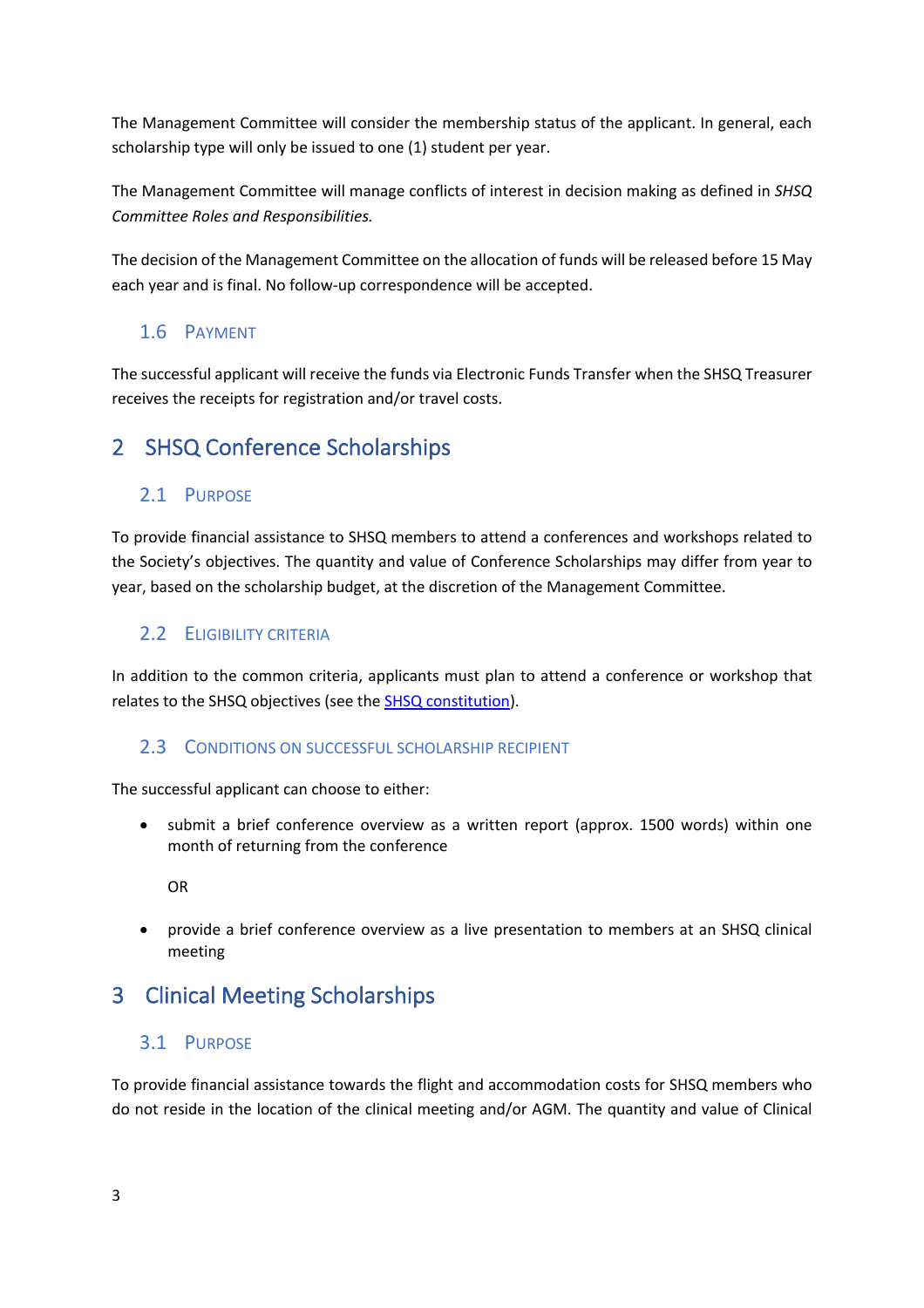The Management Committee will consider the membership status of the applicant. In general, each scholarship type will only be issued to one (1) student per year.

The Management Committee will manage conflicts of interest in decision making as defined in *SHSQ Committee Roles and Responsibilities.*

The decision of the Management Committee on the allocation of funds will be released before 15 May each year and is final. No follow-up correspondence will be accepted.

### 1.6 Payment

The successful applicant will receive the funds via Electronic Funds Transfer when the SHSQ Treasurer receives the receipts for registration and/or travel costs.

## 2 SHSQ Conference Scholarships

### 2.1 Purpose

To provide financial assistance to SHSQ members to attend a conferences and workshops related to the Society's objectives. The quantity and value of Conference Scholarships may differ from year to year, based on the scholarship budget, at the discretion of the Management Committee.

### 2.2 Eligibility criteria

In addition to the common criteria, applicants must plan to attend a conference or workshop that relates to the SHSQ objectives (see the SHSQ constitution).

### 2.3 Conditions on successful scholarship recipient

The successful applicant can choose to either:

- submit a brief conference overview as a written report (approx. 1500 words) within one month of returning from the conference

  OR

- provide a brief conference overview as a live presentation to members at an SHSQ clinical meeting

## 3 Clinical Meeting Scholarships

### 3.1 Purpose

To provide financial assistance towards the flight and accommodation costs for SHSQ members who do not reside in the location of the clinical meeting and/or AGM. The quantity and value of Clinical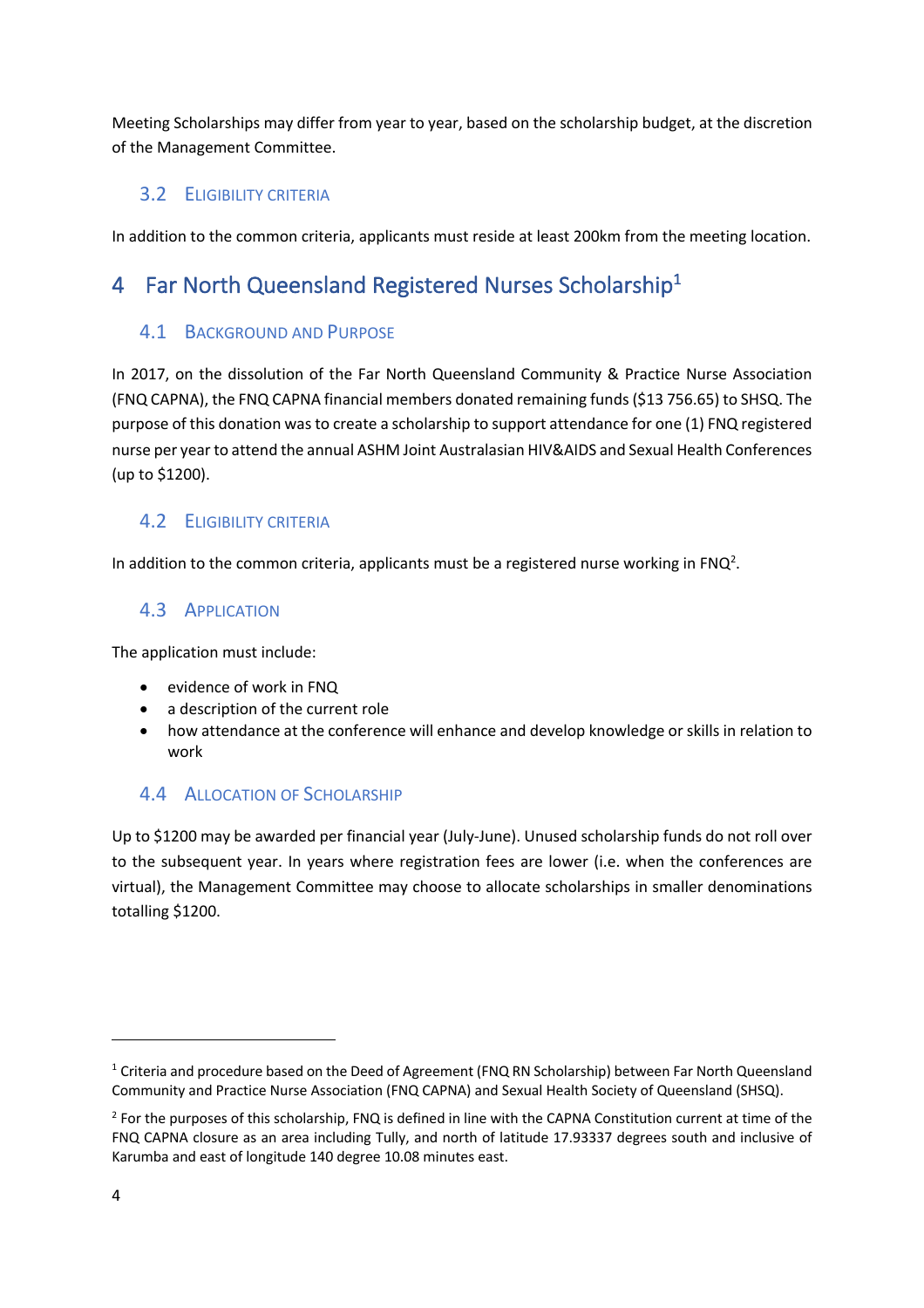Meeting Scholarships may differ from year to year, based on the scholarship budget, at the discretion of the Management Committee.

### 3.2 Eligibility Criteria

In addition to the common criteria, applicants must reside at least 200km from the meeting location.

## 4 Far North Queensland Registered Nurses Scholarship[1]

### 4.1 Background and Purpose

In 2017, on the dissolution of the Far North Queensland Community & Practice Nurse Association (FNQ CAPNA), the FNQ CAPNA financial members donated remaining funds ($13 756.65) to SHSQ. The purpose of this donation was to create a scholarship to support attendance for one (1) FNQ registered nurse per year to attend the annual ASHM Joint Australasian HIV&AIDS and Sexual Health Conferences (up to $1200).

### 4.2 Eligibility Criteria

In addition to the common criteria, applicants must be a registered nurse working in FNQ[2].

### 4.3 Application

The application must include:

- evidence of work in FNQ
- a description of the current role
- how attendance at the conference will enhance and develop knowledge or skills in relation to work

### 4.4 Allocation of Scholarship

Up to $1200 may be awarded per financial year (July-June). Unused scholarship funds do not roll over to the subsequent year. In years where registration fees are lower (i.e. when the conferences are virtual), the Management Committee may choose to allocate scholarships in smaller denominations totalling $1200.

---

[1] Criteria and procedure based on the Deed of Agreement (FNQ RN Scholarship) between Far North Queensland Community and Practice Nurse Association (FNQ CAPNA) and Sexual Health Society of Queensland (SHSQ).

[2] For the purposes of this scholarship, FNQ is defined in line with the CAPNA Constitution current at time of the FNQ CAPNA closure as an area including Tully, and north of latitude 17.93337 degrees south and inclusive of Karumba and east of longitude 140 degree 10.08 minutes east.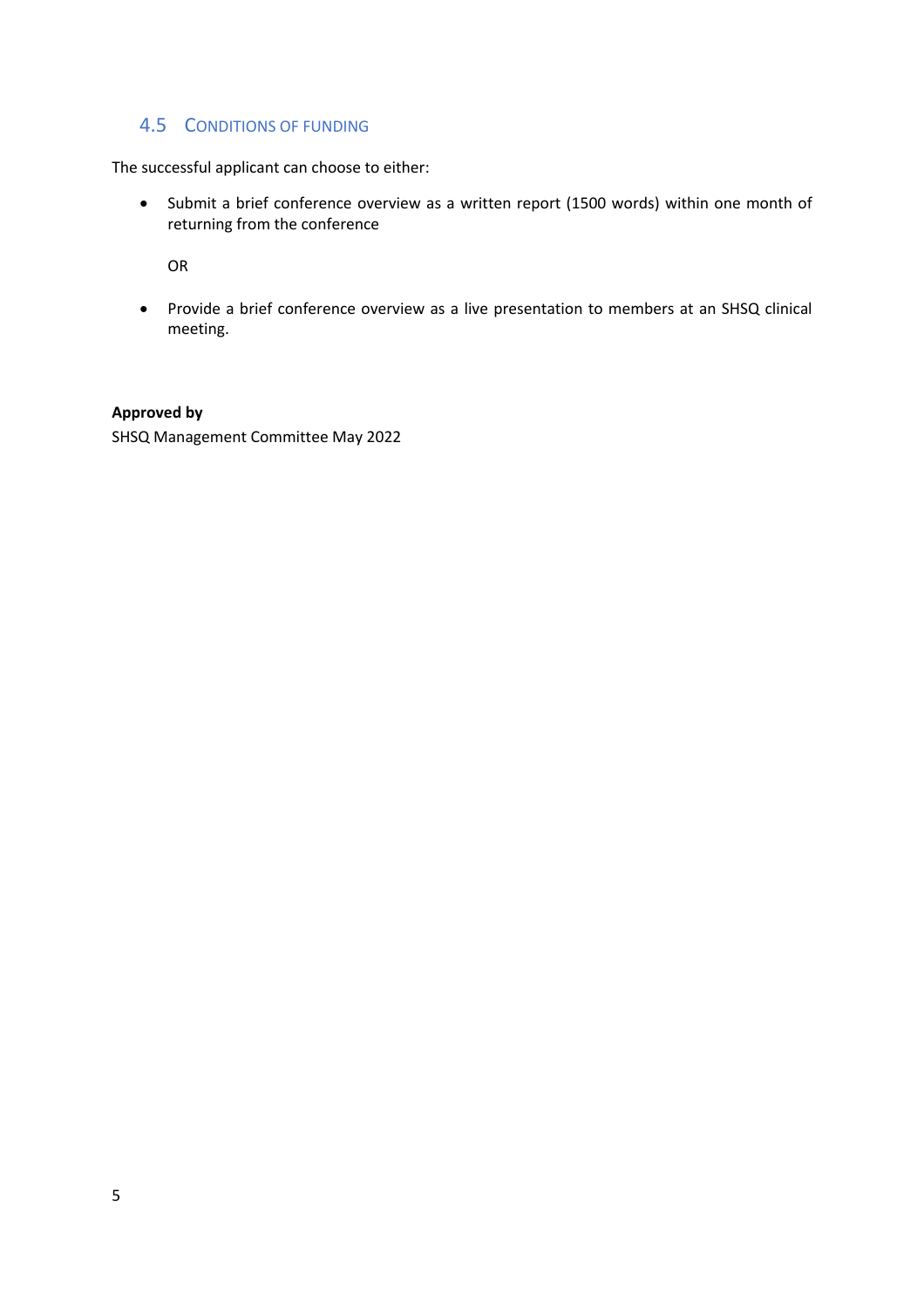### 4.5 Conditions of Funding

The successful applicant can choose to either:

- Submit a brief conference overview as a written report (1500 words) within one month of returning from the conference

  OR

- Provide a brief conference overview as a live presentation to members at an SHSQ clinical meeting.

**Approved by**
SHSQ Management Committee May 2022